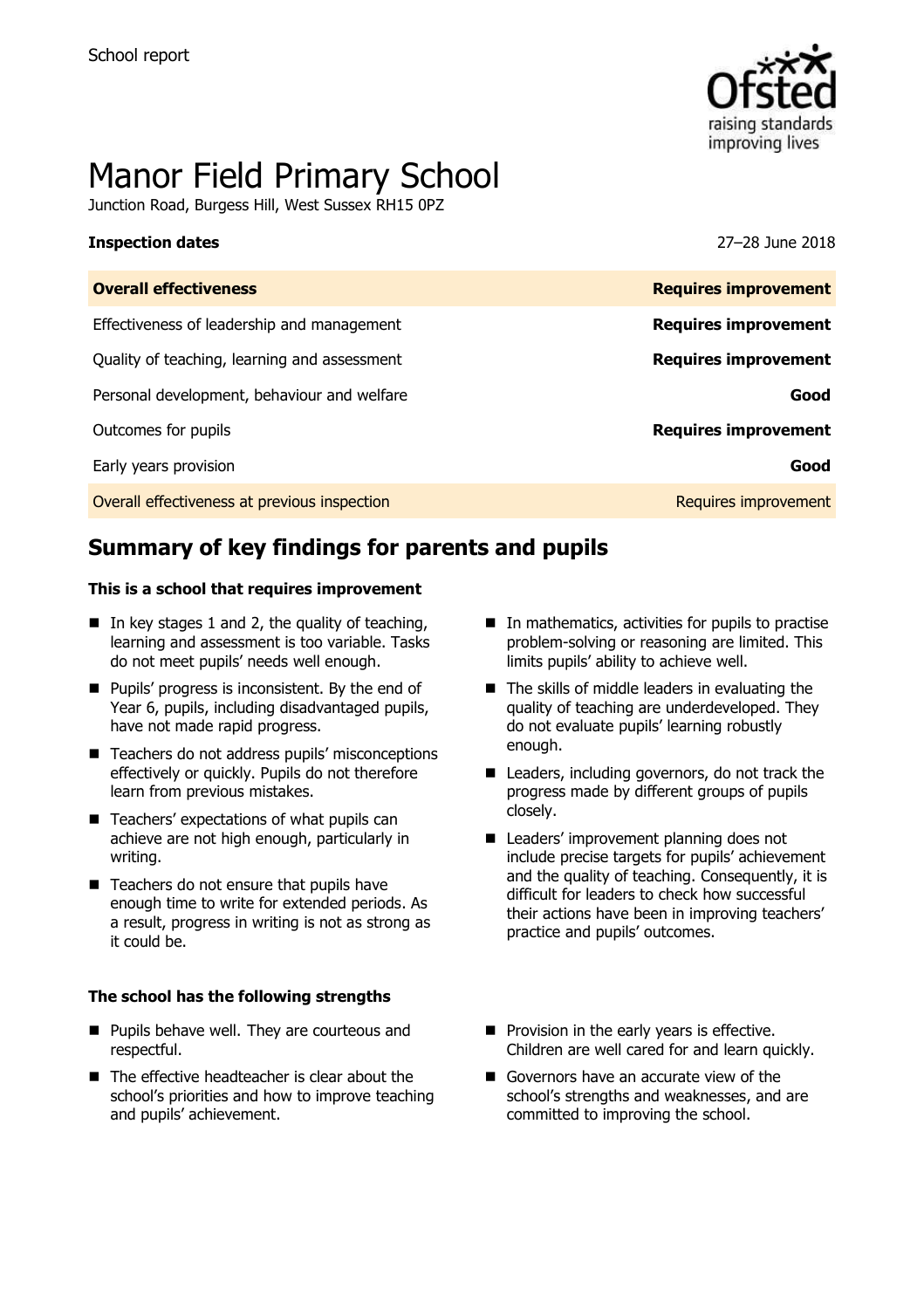School report

# Manor Field Primary School

Junction Road, Burgess Hill, West Sussex RH15 0PZ

**Inspection dates** 27–28 June 2018

| **Overall effectiveness** | **Requires improvement** |
|---|---|
| Effectiveness of leadership and management | **Requires improvement** |
| Quality of teaching, learning and assessment | **Requires improvement** |
| Personal development, behaviour and welfare | **Good** |
| Outcomes for pupils | **Requires improvement** |
| Early years provision | **Good** |
| Overall effectiveness at previous inspection | Requires improvement |

## Summary of key findings for parents and pupils

**This is a school that requires improvement**

- In key stages 1 and 2, the quality of teaching, learning and assessment is too variable. Tasks do not meet pupils' needs well enough.
- Pupils' progress is inconsistent. By the end of Year 6, pupils, including disadvantaged pupils, have not made rapid progress.
- Teachers do not address pupils' misconceptions effectively or quickly. Pupils do not therefore learn from previous mistakes.
- Teachers' expectations of what pupils can achieve are not high enough, particularly in writing.
- Teachers do not ensure that pupils have enough time to write for extended periods. As a result, progress in writing is not as strong as it could be.
- In mathematics, activities for pupils to practise problem-solving or reasoning are limited. This limits pupils' ability to achieve well.
- The skills of middle leaders in evaluating the quality of teaching are underdeveloped. They do not evaluate pupils' learning robustly enough.
- Leaders, including governors, do not track the progress made by different groups of pupils closely.
- Leaders' improvement planning does not include precise targets for pupils' achievement and the quality of teaching. Consequently, it is difficult for leaders to check how successful their actions have been in improving teachers' practice and pupils' outcomes.

**The school has the following strengths**

- Pupils behave well. They are courteous and respectful.
- The effective headteacher is clear about the school's priorities and how to improve teaching and pupils' achievement.
- Provision in the early years is effective. Children are well cared for and learn quickly.
- Governors have an accurate view of the school's strengths and weaknesses, and are committed to improving the school.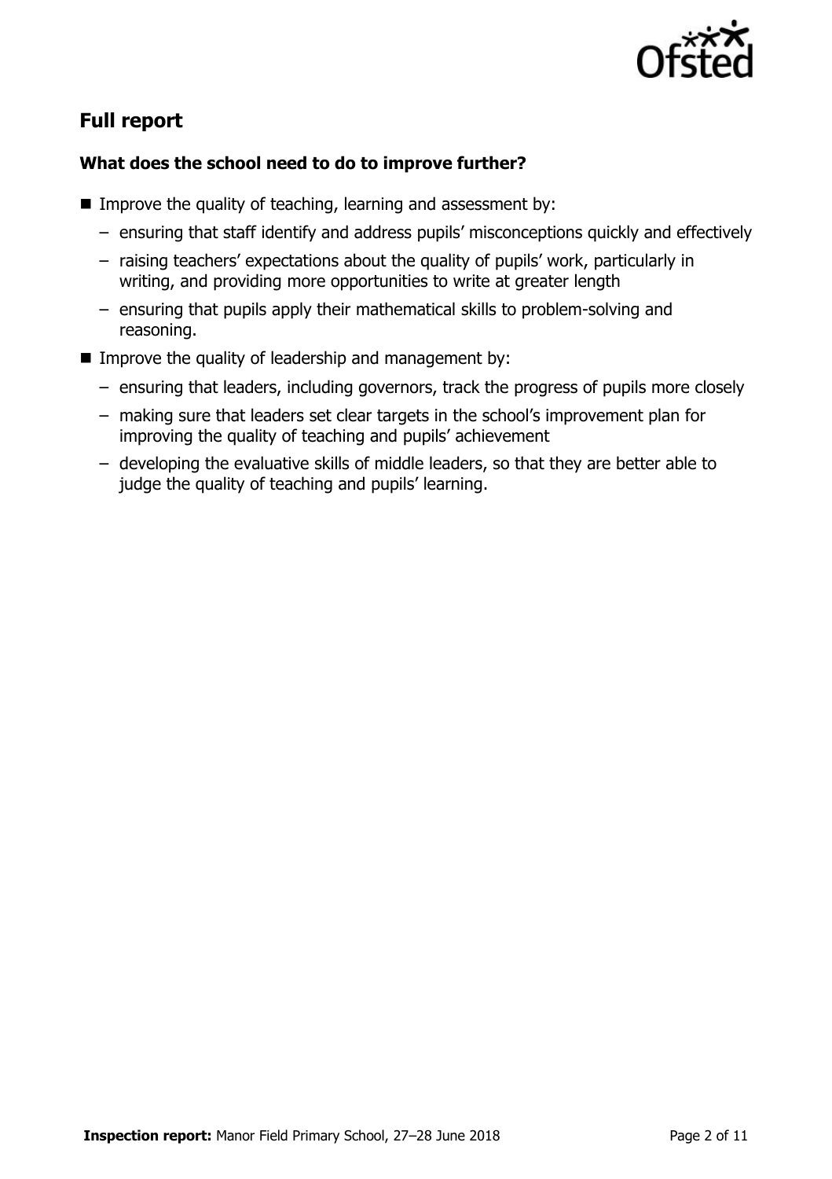## Full report

### What does the school need to do to improve further?

- Improve the quality of teaching, learning and assessment by:
  - ensuring that staff identify and address pupils' misconceptions quickly and effectively
  - raising teachers' expectations about the quality of pupils' work, particularly in writing, and providing more opportunities to write at greater length
  - ensuring that pupils apply their mathematical skills to problem-solving and reasoning.
- Improve the quality of leadership and management by:
  - ensuring that leaders, including governors, track the progress of pupils more closely
  - making sure that leaders set clear targets in the school's improvement plan for improving the quality of teaching and pupils' achievement
  - developing the evaluative skills of middle leaders, so that they are better able to judge the quality of teaching and pupils' learning.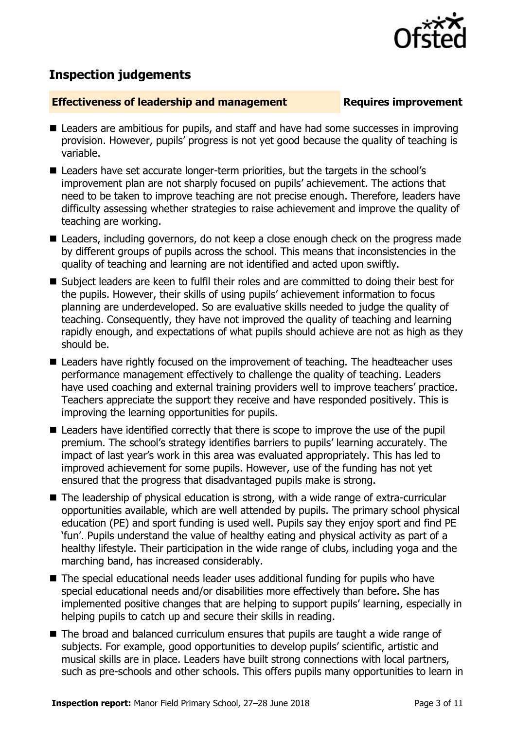## Inspection judgements

**Effectiveness of leadership and management** **Requires improvement**

- Leaders are ambitious for pupils, and staff and have had some successes in improving provision. However, pupils' progress is not yet good because the quality of teaching is variable.
- Leaders have set accurate longer-term priorities, but the targets in the school's improvement plan are not sharply focused on pupils' achievement. The actions that need to be taken to improve teaching are not precise enough. Therefore, leaders have difficulty assessing whether strategies to raise achievement and improve the quality of teaching are working.
- Leaders, including governors, do not keep a close enough check on the progress made by different groups of pupils across the school. This means that inconsistencies in the quality of teaching and learning are not identified and acted upon swiftly.
- Subject leaders are keen to fulfil their roles and are committed to doing their best for the pupils. However, their skills of using pupils' achievement information to focus planning are underdeveloped. So are evaluative skills needed to judge the quality of teaching. Consequently, they have not improved the quality of teaching and learning rapidly enough, and expectations of what pupils should achieve are not as high as they should be.
- Leaders have rightly focused on the improvement of teaching. The headteacher uses performance management effectively to challenge the quality of teaching. Leaders have used coaching and external training providers well to improve teachers' practice. Teachers appreciate the support they receive and have responded positively. This is improving the learning opportunities for pupils.
- Leaders have identified correctly that there is scope to improve the use of the pupil premium. The school's strategy identifies barriers to pupils' learning accurately. The impact of last year's work in this area was evaluated appropriately. This has led to improved achievement for some pupils. However, use of the funding has not yet ensured that the progress that disadvantaged pupils make is strong.
- The leadership of physical education is strong, with a wide range of extra-curricular opportunities available, which are well attended by pupils. The primary school physical education (PE) and sport funding is used well. Pupils say they enjoy sport and find PE 'fun'. Pupils understand the value of healthy eating and physical activity as part of a healthy lifestyle. Their participation in the wide range of clubs, including yoga and the marching band, has increased considerably.
- The special educational needs leader uses additional funding for pupils who have special educational needs and/or disabilities more effectively than before. She has implemented positive changes that are helping to support pupils' learning, especially in helping pupils to catch up and secure their skills in reading.
- The broad and balanced curriculum ensures that pupils are taught a wide range of subjects. For example, good opportunities to develop pupils' scientific, artistic and musical skills are in place. Leaders have built strong connections with local partners, such as pre-schools and other schools. This offers pupils many opportunities to learn in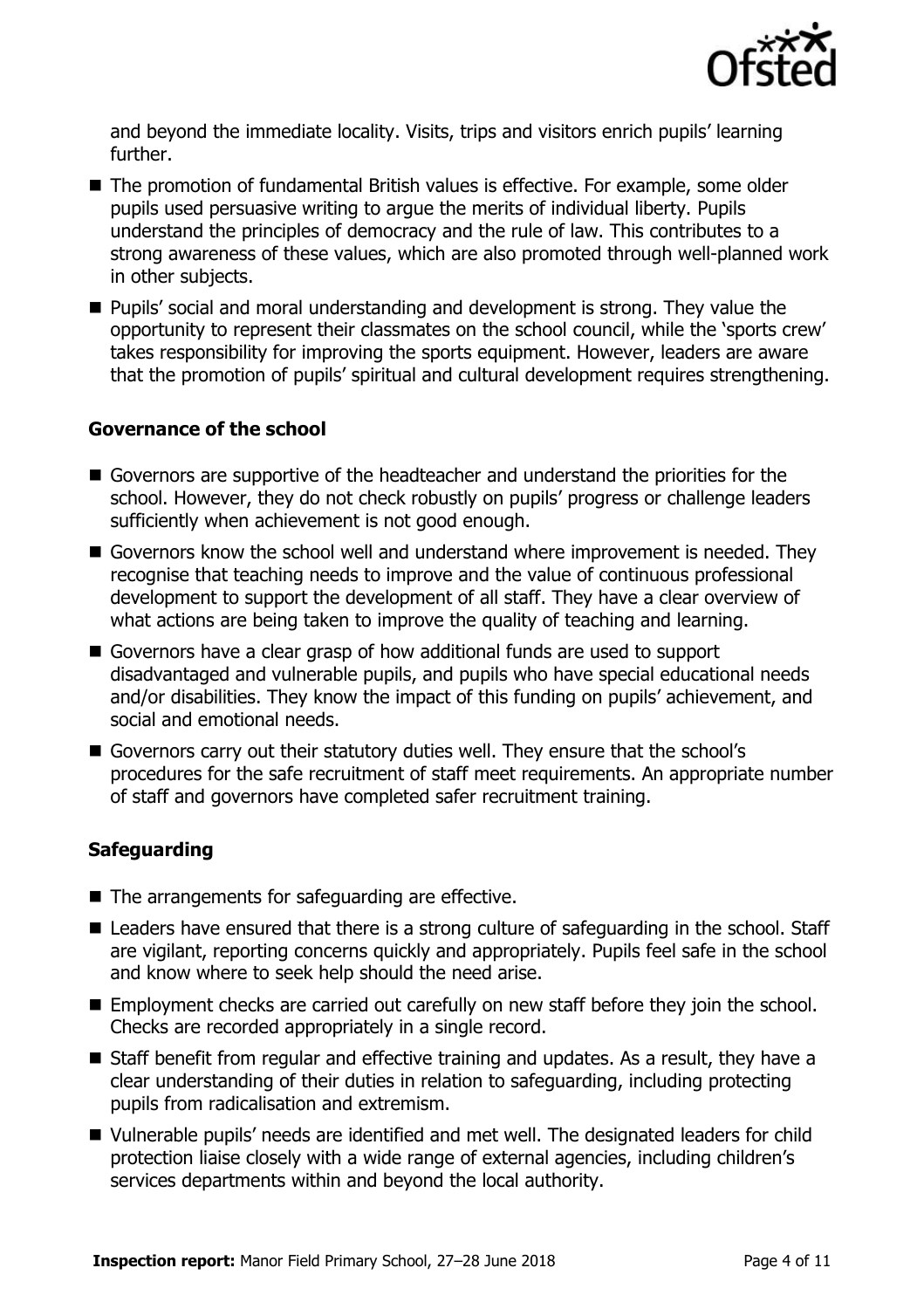and beyond the immediate locality. Visits, trips and visitors enrich pupils' learning further.

- The promotion of fundamental British values is effective. For example, some older pupils used persuasive writing to argue the merits of individual liberty. Pupils understand the principles of democracy and the rule of law. This contributes to a strong awareness of these values, which are also promoted through well-planned work in other subjects.
- Pupils' social and moral understanding and development is strong. They value the opportunity to represent their classmates on the school council, while the 'sports crew' takes responsibility for improving the sports equipment. However, leaders are aware that the promotion of pupils' spiritual and cultural development requires strengthening.

### Governance of the school

- Governors are supportive of the headteacher and understand the priorities for the school. However, they do not check robustly on pupils' progress or challenge leaders sufficiently when achievement is not good enough.
- Governors know the school well and understand where improvement is needed. They recognise that teaching needs to improve and the value of continuous professional development to support the development of all staff. They have a clear overview of what actions are being taken to improve the quality of teaching and learning.
- Governors have a clear grasp of how additional funds are used to support disadvantaged and vulnerable pupils, and pupils who have special educational needs and/or disabilities. They know the impact of this funding on pupils' achievement, and social and emotional needs.
- Governors carry out their statutory duties well. They ensure that the school's procedures for the safe recruitment of staff meet requirements. An appropriate number of staff and governors have completed safer recruitment training.

### Safeguarding

- The arrangements for safeguarding are effective.
- Leaders have ensured that there is a strong culture of safeguarding in the school. Staff are vigilant, reporting concerns quickly and appropriately. Pupils feel safe in the school and know where to seek help should the need arise.
- Employment checks are carried out carefully on new staff before they join the school. Checks are recorded appropriately in a single record.
- Staff benefit from regular and effective training and updates. As a result, they have a clear understanding of their duties in relation to safeguarding, including protecting pupils from radicalisation and extremism.
- Vulnerable pupils' needs are identified and met well. The designated leaders for child protection liaise closely with a wide range of external agencies, including children's services departments within and beyond the local authority.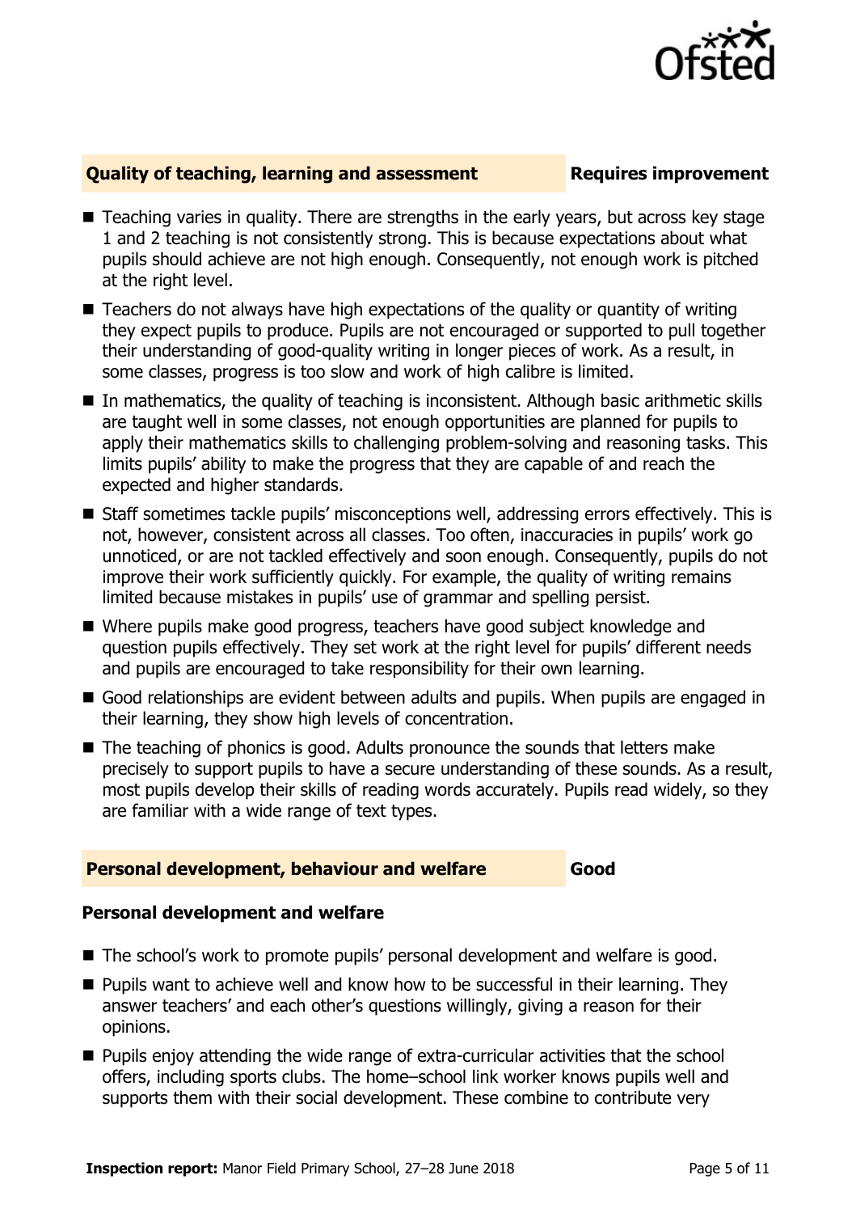## Quality of teaching, learning and assessment — Requires improvement

- Teaching varies in quality. There are strengths in the early years, but across key stage 1 and 2 teaching is not consistently strong. This is because expectations about what pupils should achieve are not high enough. Consequently, not enough work is pitched at the right level.
- Teachers do not always have high expectations of the quality or quantity of writing they expect pupils to produce. Pupils are not encouraged or supported to pull together their understanding of good-quality writing in longer pieces of work. As a result, in some classes, progress is too slow and work of high calibre is limited.
- In mathematics, the quality of teaching is inconsistent. Although basic arithmetic skills are taught well in some classes, not enough opportunities are planned for pupils to apply their mathematics skills to challenging problem-solving and reasoning tasks. This limits pupils' ability to make the progress that they are capable of and reach the expected and higher standards.
- Staff sometimes tackle pupils' misconceptions well, addressing errors effectively. This is not, however, consistent across all classes. Too often, inaccuracies in pupils' work go unnoticed, or are not tackled effectively and soon enough. Consequently, pupils do not improve their work sufficiently quickly. For example, the quality of writing remains limited because mistakes in pupils' use of grammar and spelling persist.
- Where pupils make good progress, teachers have good subject knowledge and question pupils effectively. They set work at the right level for pupils' different needs and pupils are encouraged to take responsibility for their own learning.
- Good relationships are evident between adults and pupils. When pupils are engaged in their learning, they show high levels of concentration.
- The teaching of phonics is good. Adults pronounce the sounds that letters make precisely to support pupils to have a secure understanding of these sounds. As a result, most pupils develop their skills of reading words accurately. Pupils read widely, so they are familiar with a wide range of text types.

## Personal development, behaviour and welfare — Good

### Personal development and welfare

- The school's work to promote pupils' personal development and welfare is good.
- Pupils want to achieve well and know how to be successful in their learning. They answer teachers' and each other's questions willingly, giving a reason for their opinions.
- Pupils enjoy attending the wide range of extra-curricular activities that the school offers, including sports clubs. The home–school link worker knows pupils well and supports them with their social development. These combine to contribute very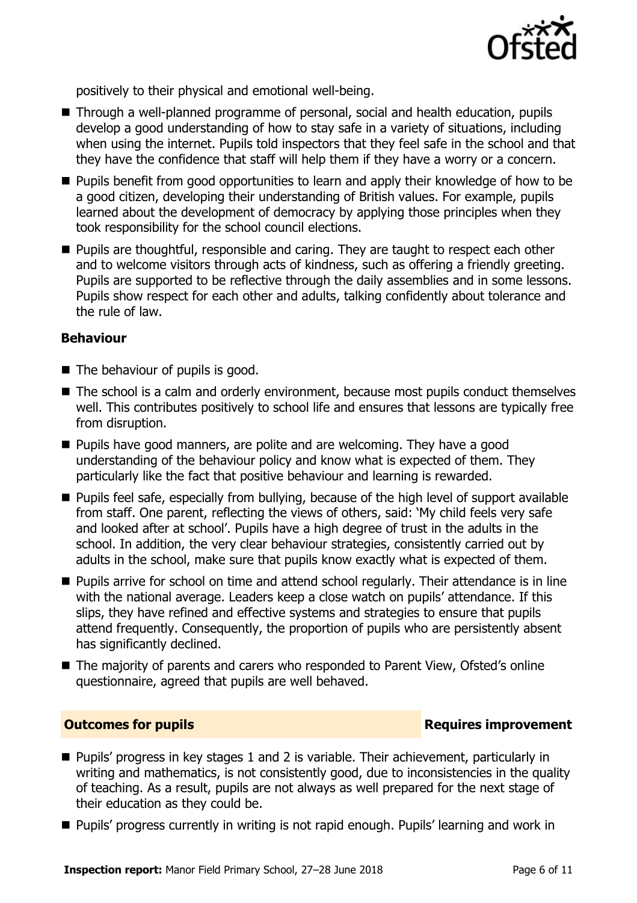positively to their physical and emotional well-being.

- Through a well-planned programme of personal, social and health education, pupils develop a good understanding of how to stay safe in a variety of situations, including when using the internet. Pupils told inspectors that they feel safe in the school and that they have the confidence that staff will help them if they have a worry or a concern.
- Pupils benefit from good opportunities to learn and apply their knowledge of how to be a good citizen, developing their understanding of British values. For example, pupils learned about the development of democracy by applying those principles when they took responsibility for the school council elections.
- Pupils are thoughtful, responsible and caring. They are taught to respect each other and to welcome visitors through acts of kindness, such as offering a friendly greeting. Pupils are supported to be reflective through the daily assemblies and in some lessons. Pupils show respect for each other and adults, talking confidently about tolerance and the rule of law.

**Behaviour**

- The behaviour of pupils is good.
- The school is a calm and orderly environment, because most pupils conduct themselves well. This contributes positively to school life and ensures that lessons are typically free from disruption.
- Pupils have good manners, are polite and are welcoming. They have a good understanding of the behaviour policy and know what is expected of them. They particularly like the fact that positive behaviour and learning is rewarded.
- Pupils feel safe, especially from bullying, because of the high level of support available from staff. One parent, reflecting the views of others, said: 'My child feels very safe and looked after at school'. Pupils have a high degree of trust in the adults in the school. In addition, the very clear behaviour strategies, consistently carried out by adults in the school, make sure that pupils know exactly what is expected of them.
- Pupils arrive for school on time and attend school regularly. Their attendance is in line with the national average. Leaders keep a close watch on pupils' attendance. If this slips, they have refined and effective systems and strategies to ensure that pupils attend frequently. Consequently, the proportion of pupils who are persistently absent has significantly declined.
- The majority of parents and carers who responded to Parent View, Ofsted's online questionnaire, agreed that pupils are well behaved.

## Outcomes for pupils — Requires improvement

- Pupils' progress in key stages 1 and 2 is variable. Their achievement, particularly in writing and mathematics, is not consistently good, due to inconsistencies in the quality of teaching. As a result, pupils are not always as well prepared for the next stage of their education as they could be.
- Pupils' progress currently in writing is not rapid enough. Pupils' learning and work in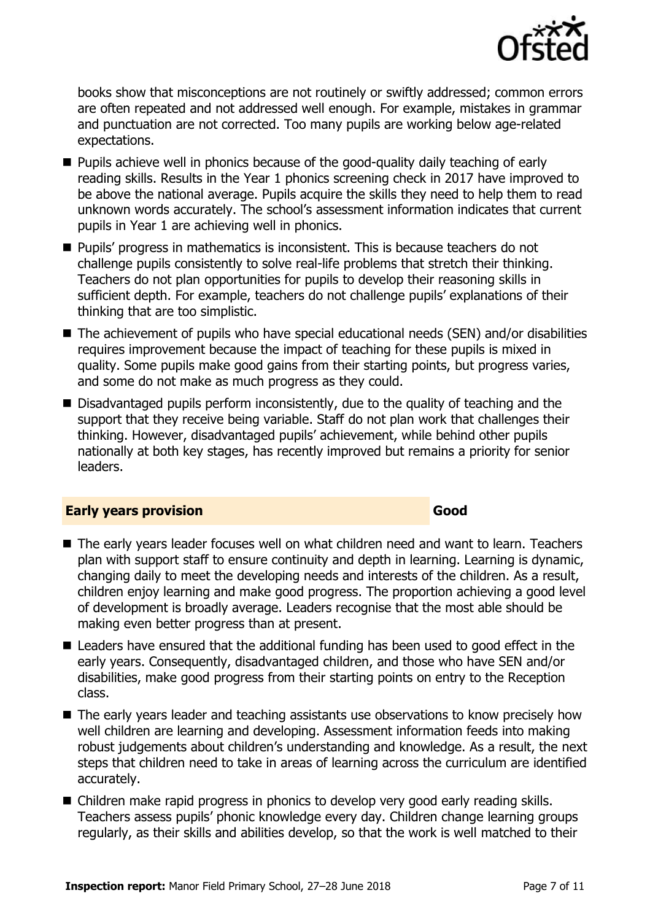books show that misconceptions are not routinely or swiftly addressed; common errors are often repeated and not addressed well enough. For example, mistakes in grammar and punctuation are not corrected. Too many pupils are working below age-related expectations.

- Pupils achieve well in phonics because of the good-quality daily teaching of early reading skills. Results in the Year 1 phonics screening check in 2017 have improved to be above the national average. Pupils acquire the skills they need to help them to read unknown words accurately. The school's assessment information indicates that current pupils in Year 1 are achieving well in phonics.
- Pupils' progress in mathematics is inconsistent. This is because teachers do not challenge pupils consistently to solve real-life problems that stretch their thinking. Teachers do not plan opportunities for pupils to develop their reasoning skills in sufficient depth. For example, teachers do not challenge pupils' explanations of their thinking that are too simplistic.
- The achievement of pupils who have special educational needs (SEN) and/or disabilities requires improvement because the impact of teaching for these pupils is mixed in quality. Some pupils make good gains from their starting points, but progress varies, and some do not make as much progress as they could.
- Disadvantaged pupils perform inconsistently, due to the quality of teaching and the support that they receive being variable. Staff do not plan work that challenges their thinking. However, disadvantaged pupils' achievement, while behind other pupils nationally at both key stages, has recently improved but remains a priority for senior leaders.

## Early years provision — Good

- The early years leader focuses well on what children need and want to learn. Teachers plan with support staff to ensure continuity and depth in learning. Learning is dynamic, changing daily to meet the developing needs and interests of the children. As a result, children enjoy learning and make good progress. The proportion achieving a good level of development is broadly average. Leaders recognise that the most able should be making even better progress than at present.
- Leaders have ensured that the additional funding has been used to good effect in the early years. Consequently, disadvantaged children, and those who have SEN and/or disabilities, make good progress from their starting points on entry to the Reception class.
- The early years leader and teaching assistants use observations to know precisely how well children are learning and developing. Assessment information feeds into making robust judgements about children's understanding and knowledge. As a result, the next steps that children need to take in areas of learning across the curriculum are identified accurately.
- Children make rapid progress in phonics to develop very good early reading skills. Teachers assess pupils' phonic knowledge every day. Children change learning groups regularly, as their skills and abilities develop, so that the work is well matched to their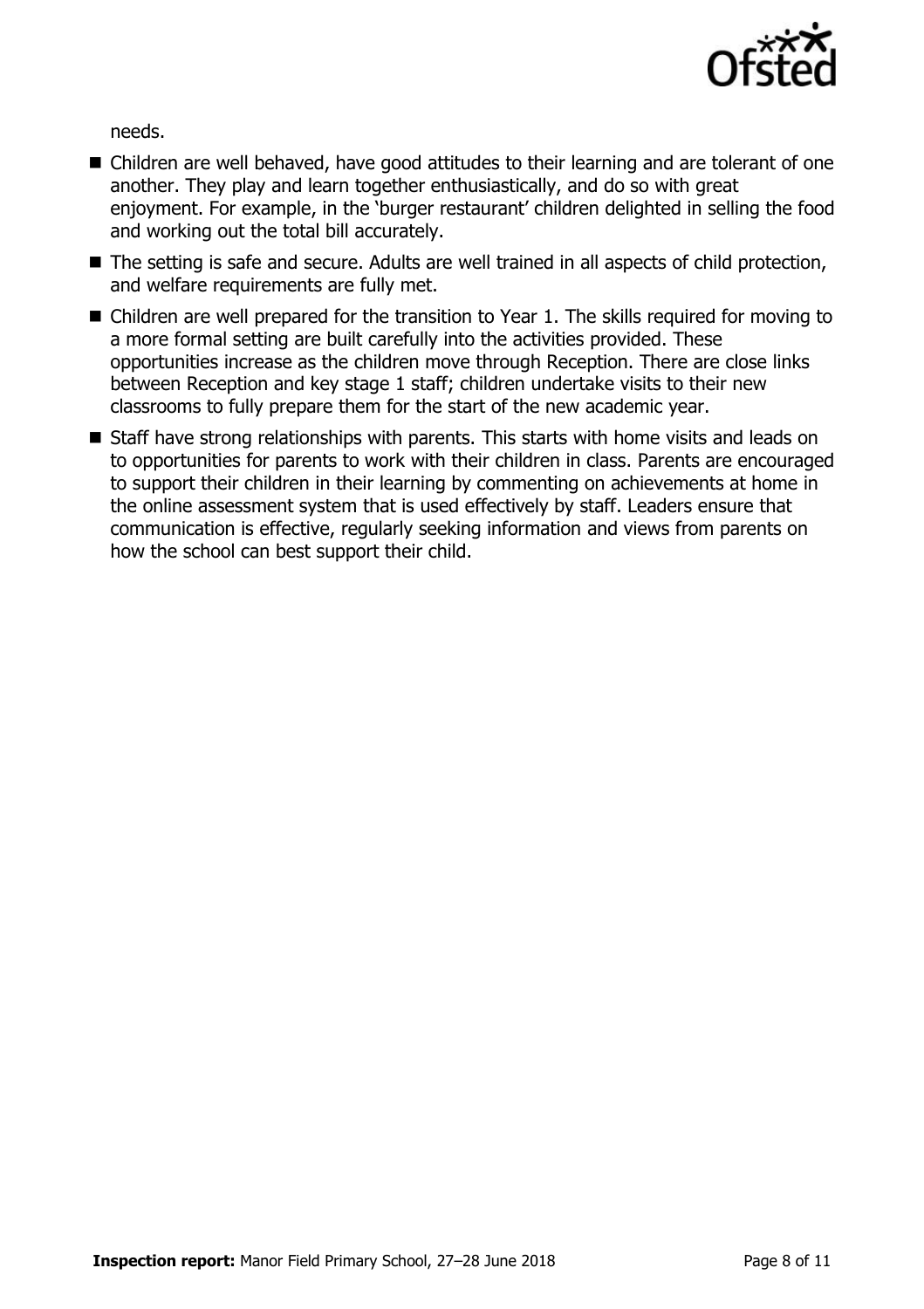needs.

- Children are well behaved, have good attitudes to their learning and are tolerant of one another. They play and learn together enthusiastically, and do so with great enjoyment. For example, in the 'burger restaurant' children delighted in selling the food and working out the total bill accurately.
- The setting is safe and secure. Adults are well trained in all aspects of child protection, and welfare requirements are fully met.
- Children are well prepared for the transition to Year 1. The skills required for moving to a more formal setting are built carefully into the activities provided. These opportunities increase as the children move through Reception. There are close links between Reception and key stage 1 staff; children undertake visits to their new classrooms to fully prepare them for the start of the new academic year.
- Staff have strong relationships with parents. This starts with home visits and leads on to opportunities for parents to work with their children in class. Parents are encouraged to support their children in their learning by commenting on achievements at home in the online assessment system that is used effectively by staff. Leaders ensure that communication is effective, regularly seeking information and views from parents on how the school can best support their child.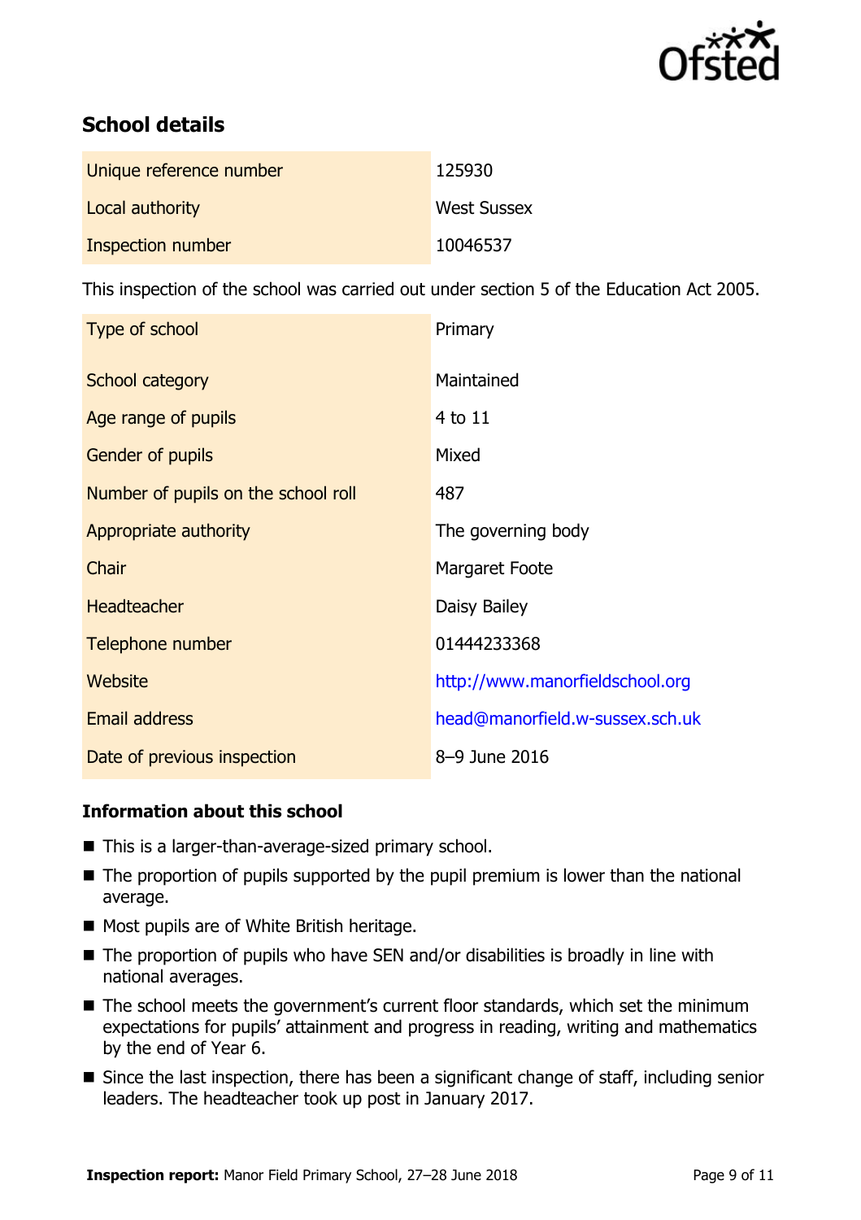## School details

| | |
|---|---|
| Unique reference number | 125930 |
| Local authority | West Sussex |
| Inspection number | 10046537 |

This inspection of the school was carried out under section 5 of the Education Act 2005.

| | |
|---|---|
| Type of school | Primary |
| School category | Maintained |
| Age range of pupils | 4 to 11 |
| Gender of pupils | Mixed |
| Number of pupils on the school roll | 487 |
| Appropriate authority | The governing body |
| Chair | Margaret Foote |
| Headteacher | Daisy Bailey |
| Telephone number | 01444233368 |
| Website | http://www.manorfieldschool.org |
| Email address | head@manorfield.w-sussex.sch.uk |
| Date of previous inspection | 8–9 June 2016 |

### Information about this school

- This is a larger-than-average-sized primary school.
- The proportion of pupils supported by the pupil premium is lower than the national average.
- Most pupils are of White British heritage.
- The proportion of pupils who have SEN and/or disabilities is broadly in line with national averages.
- The school meets the government's current floor standards, which set the minimum expectations for pupils' attainment and progress in reading, writing and mathematics by the end of Year 6.
- Since the last inspection, there has been a significant change of staff, including senior leaders. The headteacher took up post in January 2017.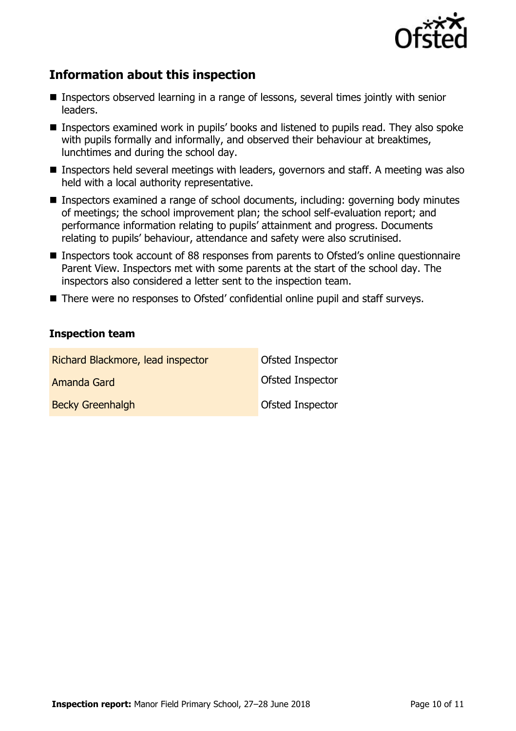## Information about this inspection

- Inspectors observed learning in a range of lessons, several times jointly with senior leaders.
- Inspectors examined work in pupils' books and listened to pupils read. They also spoke with pupils formally and informally, and observed their behaviour at breaktimes, lunchtimes and during the school day.
- Inspectors held several meetings with leaders, governors and staff. A meeting was also held with a local authority representative.
- Inspectors examined a range of school documents, including: governing body minutes of meetings; the school improvement plan; the school self-evaluation report; and performance information relating to pupils' attainment and progress. Documents relating to pupils' behaviour, attendance and safety were also scrutinised.
- Inspectors took account of 88 responses from parents to Ofsted's online questionnaire Parent View. Inspectors met with some parents at the start of the school day. The inspectors also considered a letter sent to the inspection team.
- There were no responses to Ofsted' confidential online pupil and staff surveys.

### Inspection team

| | |
|---|---|
| Richard Blackmore, lead inspector | Ofsted Inspector |
| Amanda Gard | Ofsted Inspector |
| Becky Greenhalgh | Ofsted Inspector |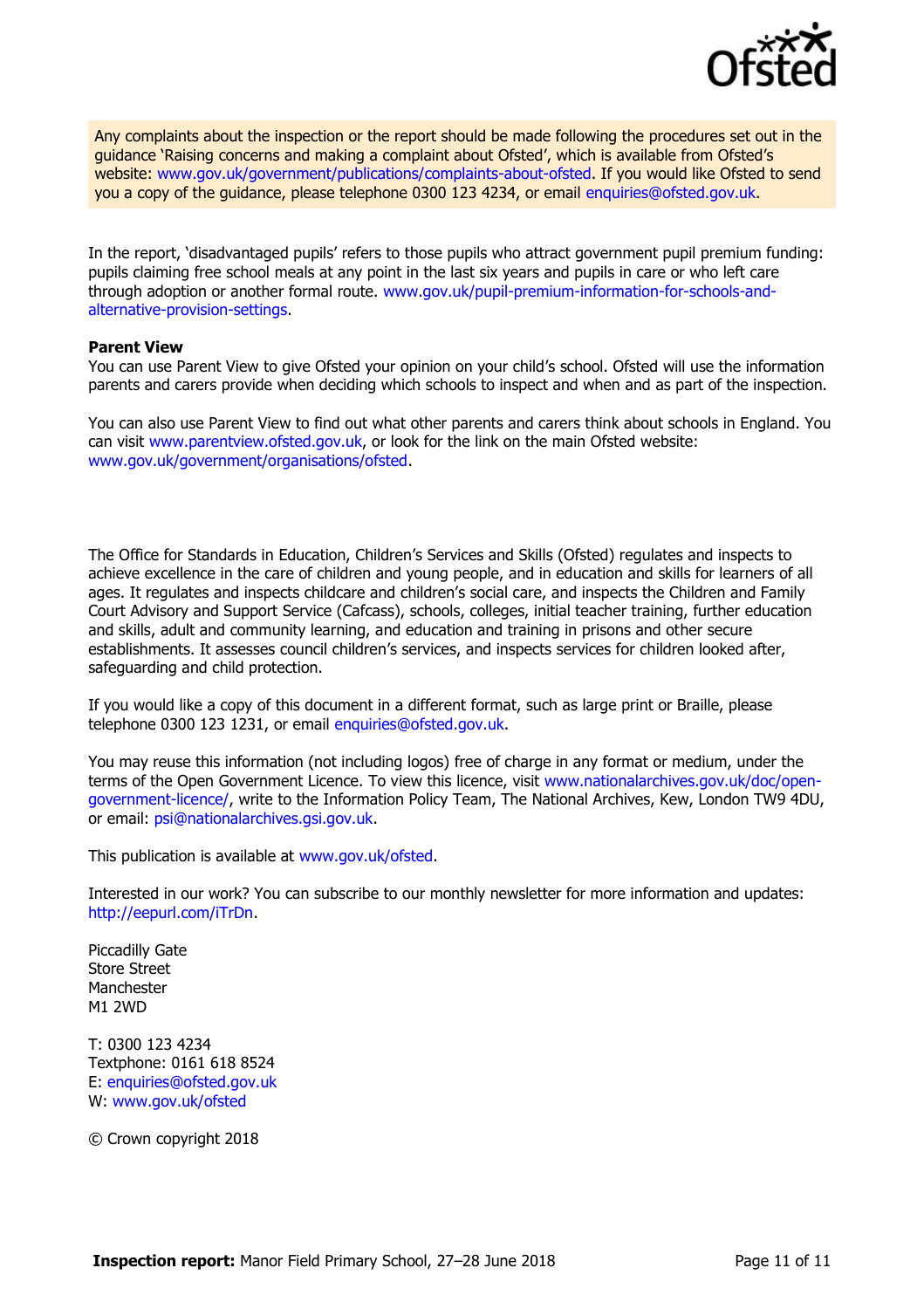Any complaints about the inspection or the report should be made following the procedures set out in the guidance 'Raising concerns and making a complaint about Ofsted', which is available from Ofsted's website: www.gov.uk/government/publications/complaints-about-ofsted. If you would like Ofsted to send you a copy of the guidance, please telephone 0300 123 4234, or email enquiries@ofsted.gov.uk.

In the report, 'disadvantaged pupils' refers to those pupils who attract government pupil premium funding: pupils claiming free school meals at any point in the last six years and pupils in care or who left care through adoption or another formal route. www.gov.uk/pupil-premium-information-for-schools-and-alternative-provision-settings.

**Parent View**

You can use Parent View to give Ofsted your opinion on your child's school. Ofsted will use the information parents and carers provide when deciding which schools to inspect and when and as part of the inspection.

You can also use Parent View to find out what other parents and carers think about schools in England. You can visit www.parentview.ofsted.gov.uk, or look for the link on the main Ofsted website: www.gov.uk/government/organisations/ofsted.

The Office for Standards in Education, Children's Services and Skills (Ofsted) regulates and inspects to achieve excellence in the care of children and young people, and in education and skills for learners of all ages. It regulates and inspects childcare and children's social care, and inspects the Children and Family Court Advisory and Support Service (Cafcass), schools, colleges, initial teacher training, further education and skills, adult and community learning, and education and training in prisons and other secure establishments. It assesses council children's services, and inspects services for children looked after, safeguarding and child protection.

If you would like a copy of this document in a different format, such as large print or Braille, please telephone 0300 123 1231, or email enquiries@ofsted.gov.uk.

You may reuse this information (not including logos) free of charge in any format or medium, under the terms of the Open Government Licence. To view this licence, visit www.nationalarchives.gov.uk/doc/open-government-licence/, write to the Information Policy Team, The National Archives, Kew, London TW9 4DU, or email: psi@nationalarchives.gsi.gov.uk.

This publication is available at www.gov.uk/ofsted.

Interested in our work? You can subscribe to our monthly newsletter for more information and updates: http://eepurl.com/iTrDn.

Piccadilly Gate
Store Street
Manchester
M1 2WD

T: 0300 123 4234
Textphone: 0161 618 8524
E: enquiries@ofsted.gov.uk
W: www.gov.uk/ofsted

© Crown copyright 2018